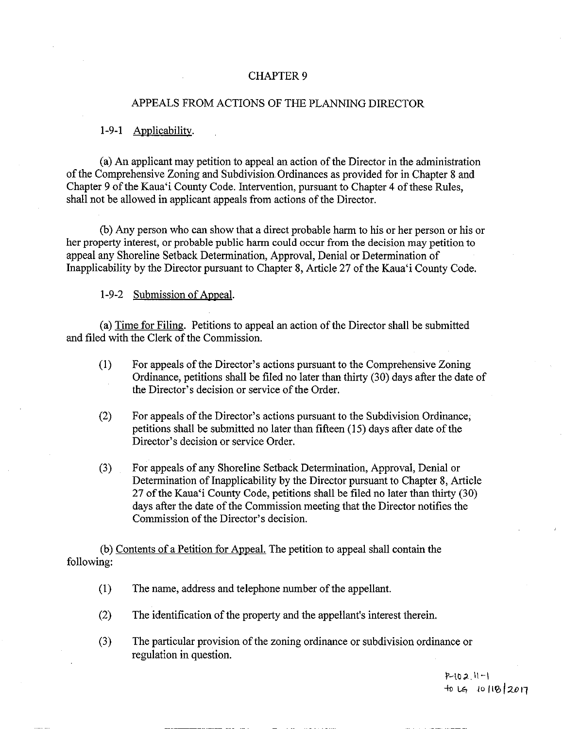# CHAPTER 9

## APPEALS FROM ACTIONS OF THE PLANNING DIRECTOR

1-9-1 Applicability.

(a) An applicant may petition to appeal an action of the Director in the administration of the Comprehensive Zoning and Subdivision Ordinances as provided for in Chapter 8 and Chapter 9 of the Kaua'i County Code. Intervention, pursuant to Chapter 4 of these Rules, shall not be allowed in applicant appeals from actions of the Director.

(b) Any person who can show that a direct probable harm to his or her person or his or her property interest, or probable public harm could occur from the decision may petition to appeal any Shoreline Setback Determination, Approval, Denial or Determination of Inapplicability by the Director pursuant to Chapter 8, Article 27 of the Kaua'i County Code.

1-9-2 Submission of Appeal.

(a) Time for Filing. Petitions to appeal an action of the Director shall be submitted and filed with the Clerk of the Commission.

(1) For appeals of the Director's actions pursuant to the Comprehensive Zoning Ordinance, petitions shall be filed no later than thirty (30) days after the date of the Director's decision or service of the Order.

(2) For appeals of the Director's actions pursuant to the Subdivision Ordinance, petitions shall be submitted no later than fifteen (15) days after date of the Director's decision or service Order.

(3) For appeals of any Shoreline Setback Determination, Approval, Denial or Determination of Inapplicability by the Director pursuant to Chapter 8, Article 27 of the Kaua'i County Code, petitions shall be filed no later than thirty (30) days after the date of the Commission meeting that the Director notifies the Commission of the Director's decision.

(b) Contents of a Petition for Appeal. The petition to appeal shall contain the following:

(1) The name, address and telephone number of the appellant.

(2) The identification of the property and the appellant's interest therein.

(3) The particular provision of the zoning ordinance or subdivision ordinance or regulation in question.

P-102.11-1
to LG 10/18/2017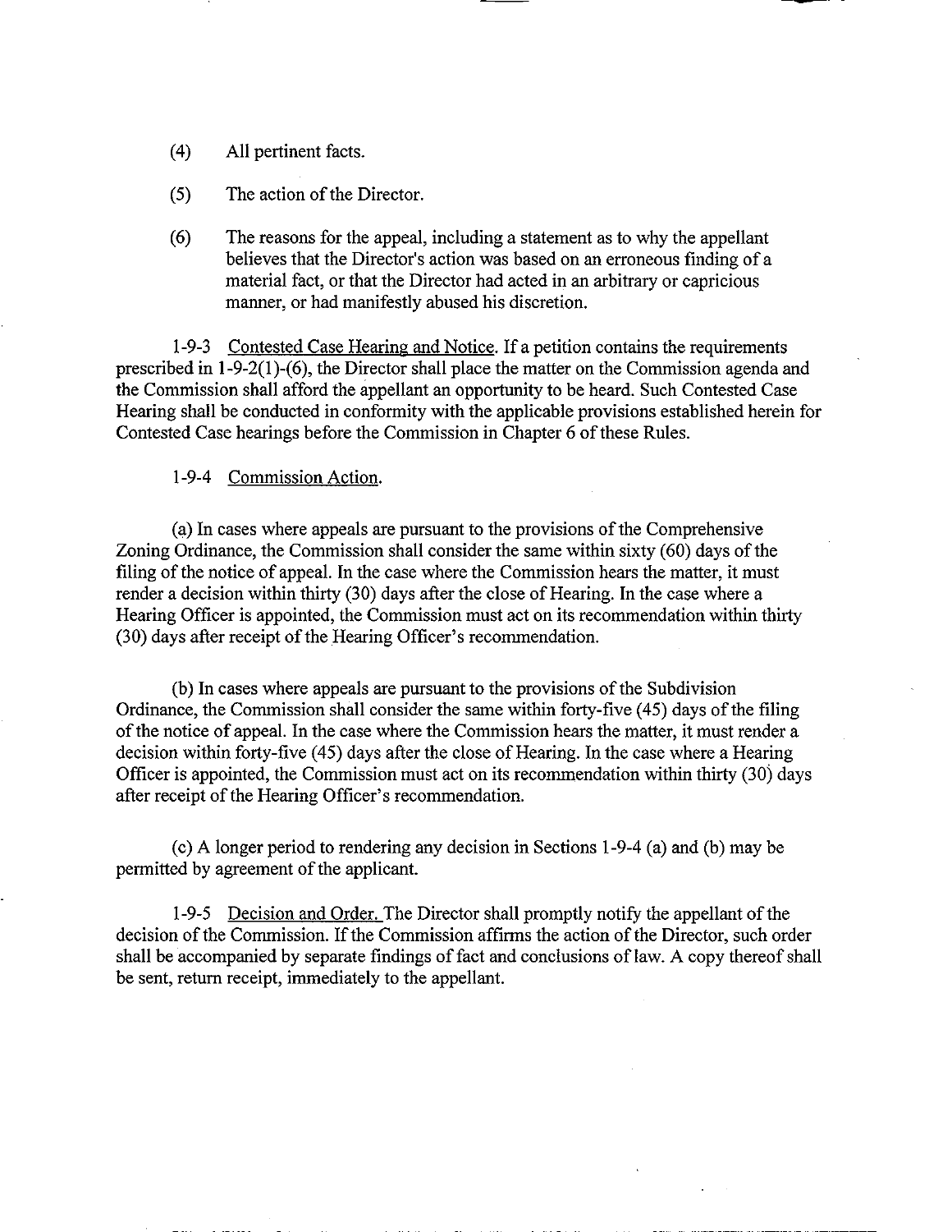(4) All pertinent facts.

(5) The action of the Director.

(6) The reasons for the appeal, including a statement as to why the appellant believes that the Director's action was based on an erroneous finding of a material fact, or that the Director had acted in an arbitrary or capricious manner, or had manifestly abused his discretion.

1-9-3 Contested Case Hearing and Notice. If a petition contains the requirements prescribed in 1-9-2(1)-(6), the Director shall place the matter on the Commission agenda and the Commission shall afford the appellant an opportunity to be heard. Such Contested Case Hearing shall be conducted in conformity with the applicable provisions established herein for Contested Case hearings before the Commission in Chapter 6 of these Rules.

1-9-4 Commission Action.

(a) In cases where appeals are pursuant to the provisions of the Comprehensive Zoning Ordinance, the Commission shall consider the same within sixty (60) days of the filing of the notice of appeal. In the case where the Commission hears the matter, it must render a decision within thirty (30) days after the close of Hearing. In the case where a Hearing Officer is appointed, the Commission must act on its recommendation within thirty (30) days after receipt of the Hearing Officer's recommendation.

(b) In cases where appeals are pursuant to the provisions of the Subdivision Ordinance, the Commission shall consider the same within forty-five (45) days of the filing of the notice of appeal. In the case where the Commission hears the matter, it must render a decision within forty-five (45) days after the close of Hearing. In the case where a Hearing Officer is appointed, the Commission must act on its recommendation within thirty (30) days after receipt of the Hearing Officer's recommendation.

(c) A longer period to rendering any decision in Sections 1-9-4 (a) and (b) may be permitted by agreement of the applicant.

1-9-5 Decision and Order. The Director shall promptly notify the appellant of the decision of the Commission. If the Commission affirms the action of the Director, such order shall be accompanied by separate findings of fact and conclusions of law. A copy thereof shall be sent, return receipt, immediately to the appellant.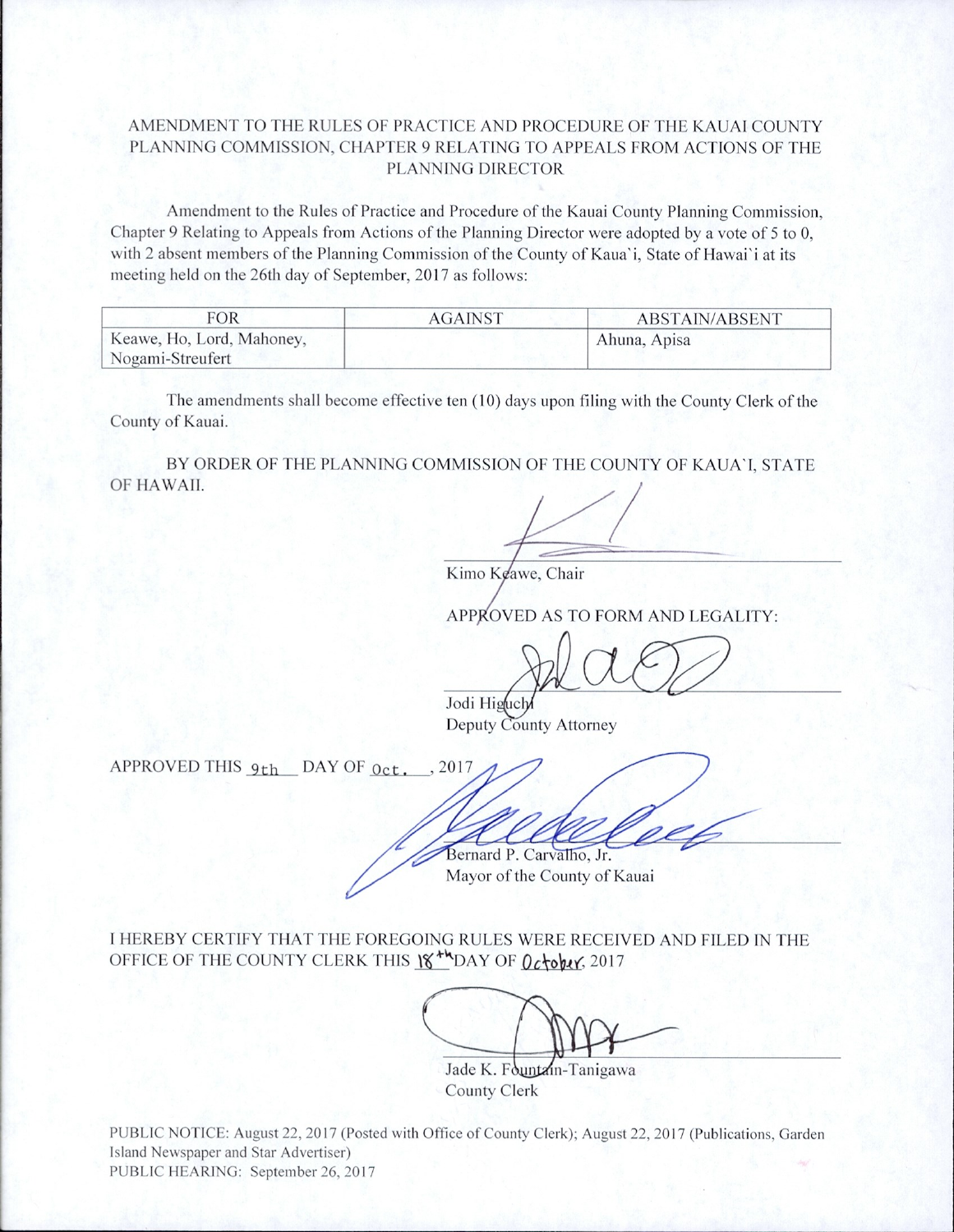AMENDMENT TO THE RULES OF PRACTICE AND PROCEDURE OF THE KAUAI COUNTY PLANNING COMMISSION, CHAPTER 9 RELATING TO APPEALS FROM ACTIONS OF THE PLANNING DIRECTOR

Amendment to the Rules of Practice and Procedure of the Kauai County Planning Commission, Chapter 9 Relating to Appeals from Actions of the Planning Director were adopted by a vote of 5 to 0, with 2 absent members of the Planning Commission of the County of Kaua`i, State of Hawai`i at its meeting held on the 26th day of September, 2017 as follows:

| FOR | AGAINST | ABSTAIN/ABSENT |
|---|---|---|
| Keawe, Ho, Lord, Mahoney, Nogami-Streufert | | Ahuna, Apisa |

The amendments shall become effective ten (10) days upon filing with the County Clerk of the County of Kauai.

BY ORDER OF THE PLANNING COMMISSION OF THE COUNTY OF KAUA`I, STATE OF HAWAII.

Kimo Keawe, Chair

APPROVED AS TO FORM AND LEGALITY:

Jodi Higuchi
Deputy County Attorney

APPROVED THIS 9th DAY OF Oct., 2017

Bernard P. Carvalho, Jr.
Mayor of the County of Kauai

I HEREBY CERTIFY THAT THE FOREGOING RULES WERE RECEIVED AND FILED IN THE OFFICE OF THE COUNTY CLERK THIS 18th DAY OF October, 2017

Jade K. Fountain-Tanigawa
County Clerk

PUBLIC NOTICE: August 22, 2017 (Posted with Office of County Clerk); August 22, 2017 (Publications, Garden Island Newspaper and Star Advertiser)
PUBLIC HEARING: September 26, 2017